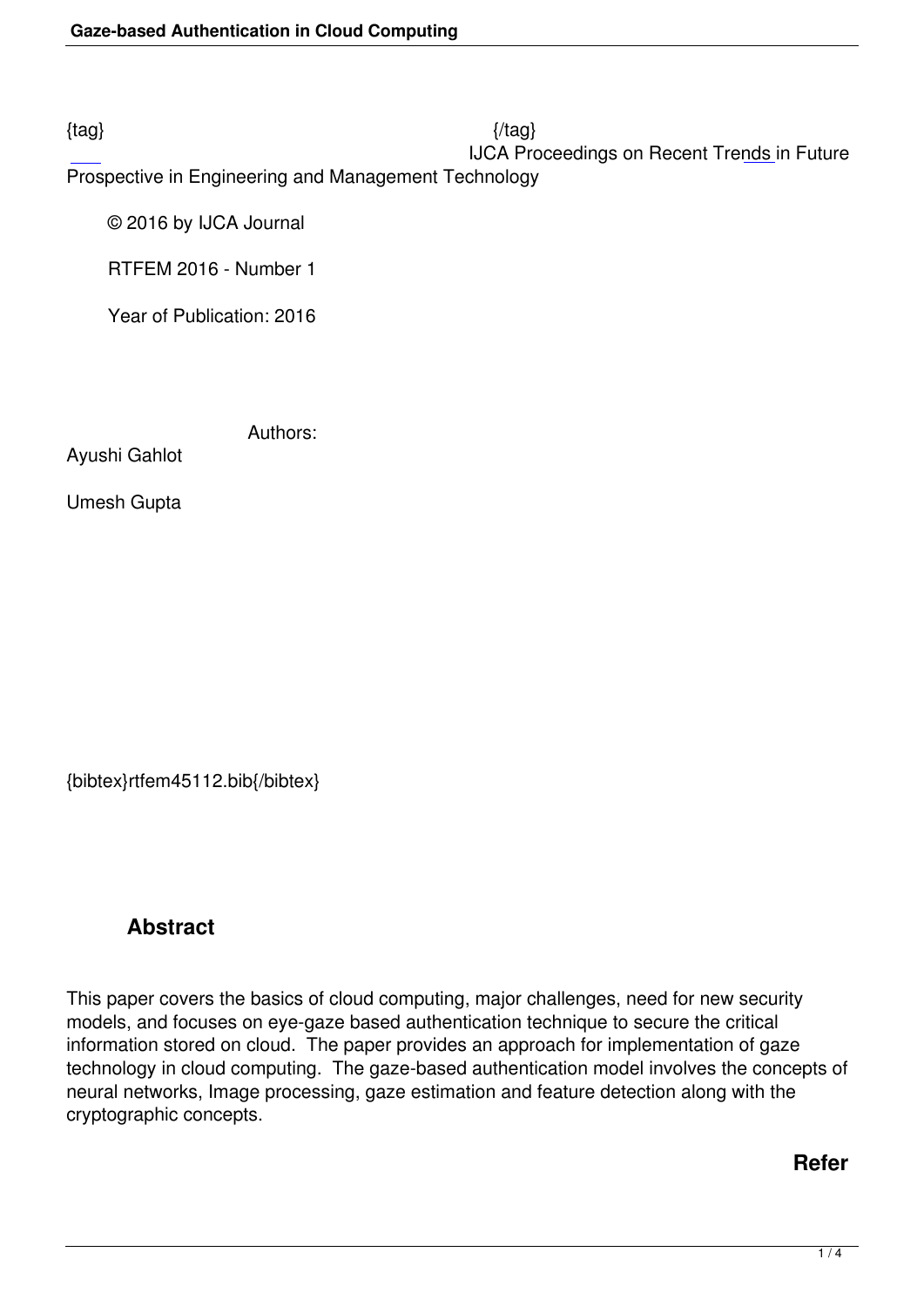{tag} {/tag}
IJCA Proceedings on Recent Trends in Future Prospective in Engineering and Management Technology

© 2016 by IJCA Journal

RTFEM 2016 - Number 1

Year of Publication: 2016

Authors:

Ayushi Gahlot

Umesh Gupta

{bibtex}rtfem45112.bib{/bibtex}

## Abstract

This paper covers the basics of cloud computing, major challenges, need for new security models, and focuses on eye-gaze based authentication technique to secure the critical information stored on cloud. The paper provides an approach for implementation of gaze technology in cloud computing. The gaze-based authentication model involves the concepts of neural networks, Image processing, gaze estimation and feature detection along with the cryptographic concepts.

**Refer**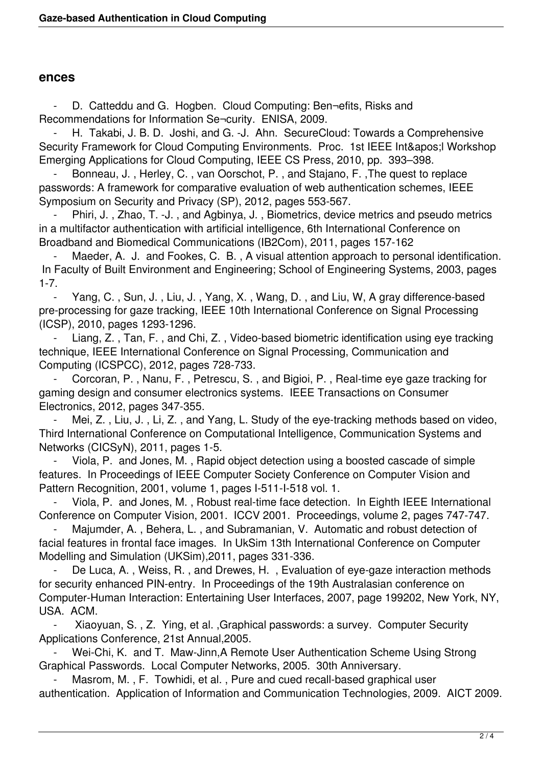## ences

- D. Catteddu and G. Hogben. Cloud Computing: Ben¬efits, Risks and Recommendations for Information Se¬curity. ENISA, 2009.
- H. Takabi, J. B. D. Joshi, and G. -J. Ahn. SecureCloud: Towards a Comprehensive Security Framework for Cloud Computing Environments. Proc. 1st IEEE Int&apos;l Workshop Emerging Applications for Cloud Computing, IEEE CS Press, 2010, pp. 393–398.
- Bonneau, J. , Herley, C. , van Oorschot, P. , and Stajano, F. ,The quest to replace passwords: A framework for comparative evaluation of web authentication schemes, IEEE Symposium on Security and Privacy (SP), 2012, pages 553-567.
- Phiri, J. , Zhao, T. -J. , and Agbinya, J. , Biometrics, device metrics and pseudo metrics in a multifactor authentication with artificial intelligence, 6th International Conference on Broadband and Biomedical Communications (IB2Com), 2011, pages 157-162
- Maeder, A. J. and Fookes, C. B. , A visual attention approach to personal identification. In Faculty of Built Environment and Engineering; School of Engineering Systems, 2003, pages 1-7.
- Yang, C. , Sun, J. , Liu, J. , Yang, X. , Wang, D. , and Liu, W, A gray difference-based pre-processing for gaze tracking, IEEE 10th International Conference on Signal Processing (ICSP), 2010, pages 1293-1296.
- Liang, Z. , Tan, F. , and Chi, Z. , Video-based biometric identification using eye tracking technique, IEEE International Conference on Signal Processing, Communication and Computing (ICSPCC), 2012, pages 728-733.
- Corcoran, P. , Nanu, F. , Petrescu, S. , and Bigioi, P. , Real-time eye gaze tracking for gaming design and consumer electronics systems. IEEE Transactions on Consumer Electronics, 2012, pages 347-355.
- Mei, Z. , Liu, J. , Li, Z. , and Yang, L. Study of the eye-tracking methods based on video, Third International Conference on Computational Intelligence, Communication Systems and Networks (CICSyN), 2011, pages 1-5.
- Viola, P. and Jones, M. , Rapid object detection using a boosted cascade of simple features. In Proceedings of IEEE Computer Society Conference on Computer Vision and Pattern Recognition, 2001, volume 1, pages I-511-I-518 vol. 1.
- Viola, P. and Jones, M. , Robust real-time face detection. In Eighth IEEE International Conference on Computer Vision, 2001. ICCV 2001. Proceedings, volume 2, pages 747-747.
- Majumder, A. , Behera, L. , and Subramanian, V. Automatic and robust detection of facial features in frontal face images. In UkSim 13th International Conference on Computer Modelling and Simulation (UKSim),2011, pages 331-336.
- De Luca, A. , Weiss, R. , and Drewes, H. , Evaluation of eye-gaze interaction methods for security enhanced PIN-entry. In Proceedings of the 19th Australasian conference on Computer-Human Interaction: Entertaining User Interfaces, 2007, page 199202, New York, NY, USA. ACM.
- Xiaoyuan, S. , Z. Ying, et al. ,Graphical passwords: a survey. Computer Security Applications Conference, 21st Annual,2005.
- Wei-Chi, K. and T. Maw-Jinn,A Remote User Authentication Scheme Using Strong Graphical Passwords. Local Computer Networks, 2005. 30th Anniversary.
- Masrom, M. , F. Towhidi, et al. , Pure and cued recall-based graphical user authentication. Application of Information and Communication Technologies, 2009. AICT 2009.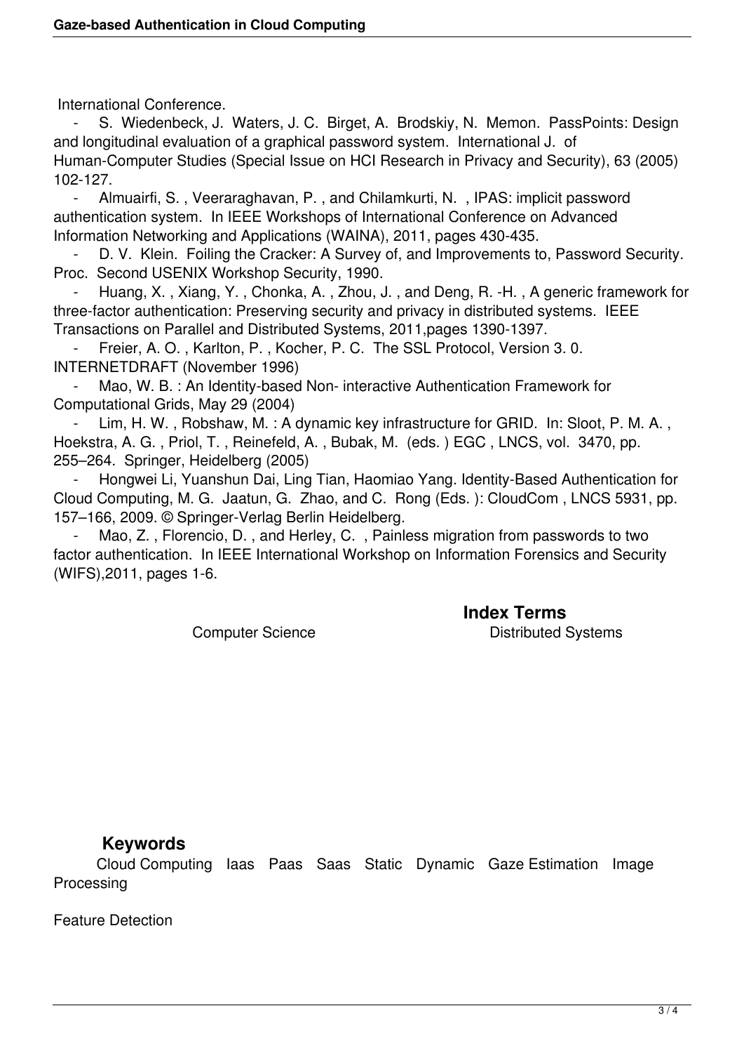International Conference.

- S. Wiedenbeck, J. Waters, J. C. Birget, A. Brodskiy, N. Memon. PassPoints: Design and longitudinal evaluation of a graphical password system. International J. of Human-Computer Studies (Special Issue on HCI Research in Privacy and Security), 63 (2005) 102-127.
- Almuairfi, S. , Veeraraghavan, P. , and Chilamkurti, N. , IPAS: implicit password authentication system. In IEEE Workshops of International Conference on Advanced Information Networking and Applications (WAINA), 2011, pages 430-435.
- D. V. Klein. Foiling the Cracker: A Survey of, and Improvements to, Password Security. Proc. Second USENIX Workshop Security, 1990.
- Huang, X. , Xiang, Y. , Chonka, A. , Zhou, J. , and Deng, R. -H. , A generic framework for three-factor authentication: Preserving security and privacy in distributed systems. IEEE Transactions on Parallel and Distributed Systems, 2011,pages 1390-1397.
- Freier, A. O. , Karlton, P. , Kocher, P. C. The SSL Protocol, Version 3. 0. INTERNETDRAFT (November 1996)
- Mao, W. B. : An Identity-based Non- interactive Authentication Framework for Computational Grids, May 29 (2004)
- Lim, H. W. , Robshaw, M. : A dynamic key infrastructure for GRID. In: Sloot, P. M. A. , Hoekstra, A. G. , Priol, T. , Reinefeld, A. , Bubak, M. (eds. ) EGC , LNCS, vol. 3470, pp. 255–264. Springer, Heidelberg (2005)
- Hongwei Li, Yuanshun Dai, Ling Tian, Haomiao Yang. Identity-Based Authentication for Cloud Computing, M. G. Jaatun, G. Zhao, and C. Rong (Eds. ): CloudCom , LNCS 5931, pp. 157–166, 2009. © Springer-Verlag Berlin Heidelberg.
- Mao, Z. , Florencio, D. , and Herley, C. , Painless migration from passwords to two factor authentication. In IEEE International Workshop on Information Forensics and Security (WIFS),2011, pages 1-6.

## Index Terms

Computer Science Distributed Systems

## Keywords

Cloud Computing Iaas Paas Saas Static Dynamic Gaze Estimation Image Processing

Feature Detection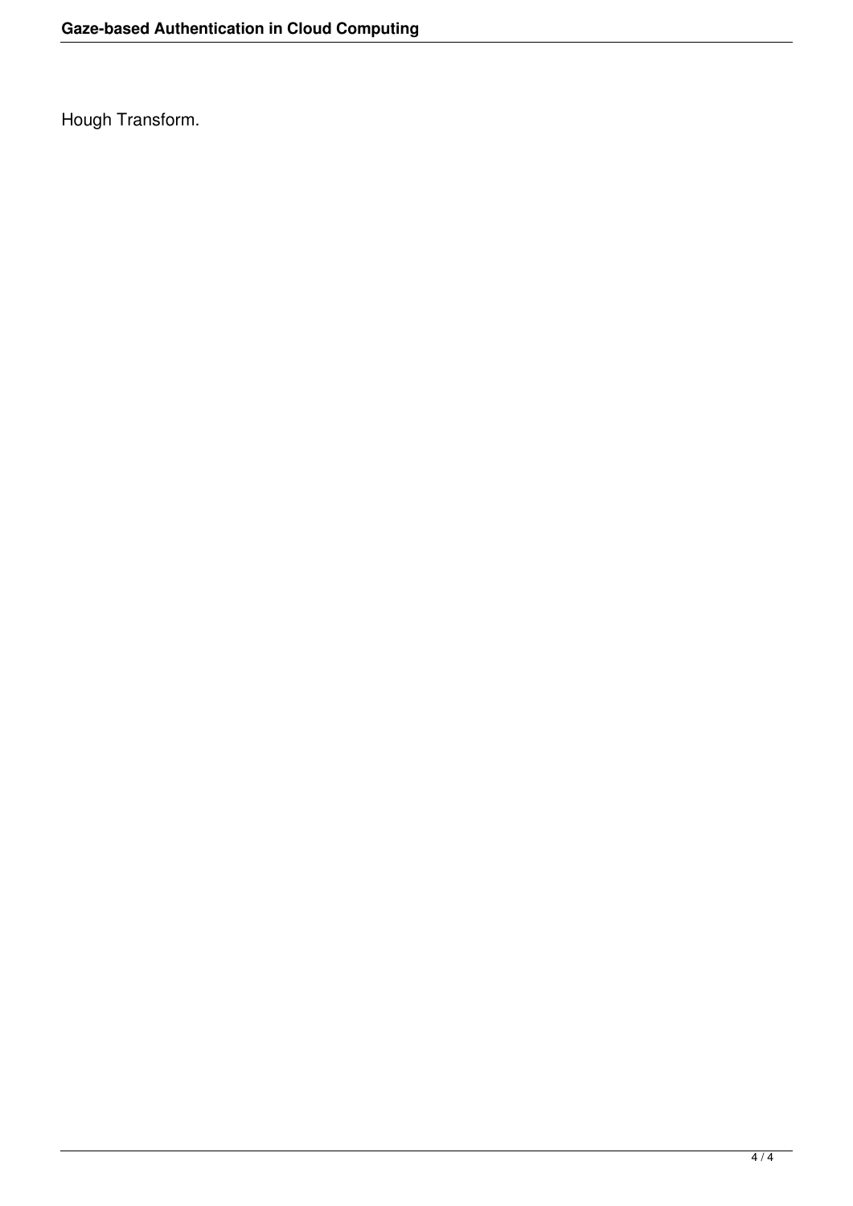Hough Transform.